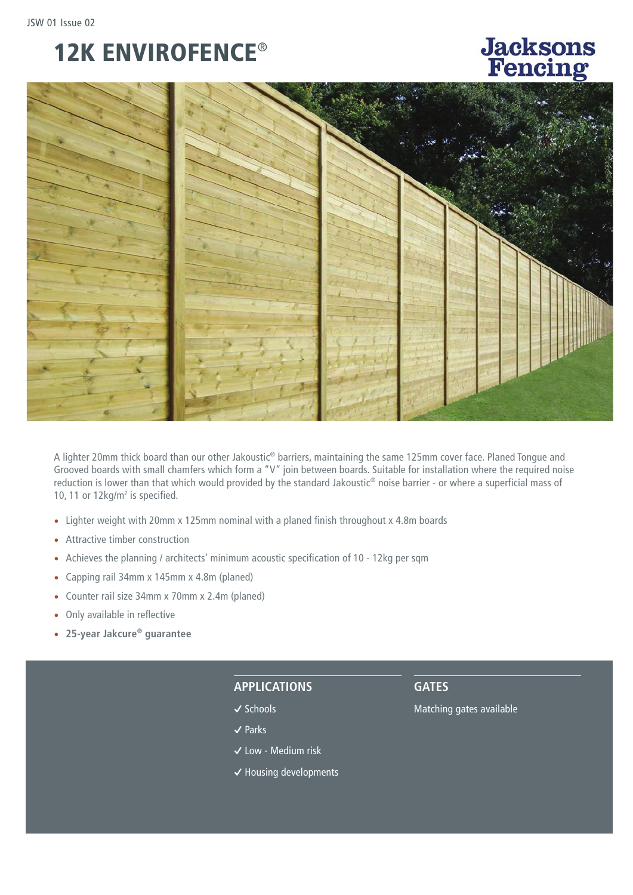# 12K ENVIROFENCE®

Jacksons Fencing

A lighter 20mm thick board than our other Jakoustic® barriers, maintaining the same 125mm cover face. Planed Tongue and Grooved boards with small chamfers which form a "V" join between boards. Suitable for installation where the required noise reduction is lower than that which would provided by the standard Jakoustic® noise barrier - or where a superficial mass of 10, 11 or 12kg/m² is specified.

- Lighter weight with 20mm x 125mm nominal with a planed finish throughout x 4.8m boards
- Attractive timber construction
- Achieves the planning / architects' minimum acoustic specification of 10 - 12kg per sqm
- Capping rail 34mm x 145mm x 4.8m (planed)
- Counter rail size 34mm x 70mm x 2.4m (planed)
- Only available in reflective
- **25-year Jakcure® guarantee**

## APPLICATIONS

✓ Schools

✓ Parks

✓ Low - Medium risk

✓ Housing developments

## GATES

Matching gates available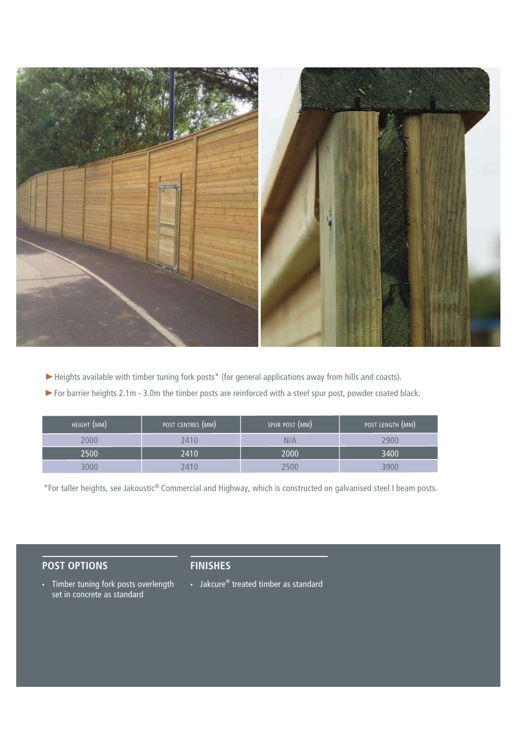► Heights available with timber tuning fork posts* (for general applications away from hills and coasts).

► For barrier heights 2.1m - 3.0m the timber posts are reinforced with a steel spur post, powder coated black.

| HEIGHT (MM) | POST CENTRES (MM) | SPUR POST (MM) | POST LENGTH (MM) |
|---|---|---|---|
| 2000 | 2410 | N/A | 2900 |
| 2500 | 2410 | 2000 | 3400 |
| 3000 | 2410 | 2500 | 3900 |

*For taller heights, see Jakoustic® Commercial and Highway, which is constructed on galvanised steel I beam posts.

## POST OPTIONS

- Timber tuning fork posts overlength set in concrete as standard

## FINISHES

- Jakcure® treated timber as standard